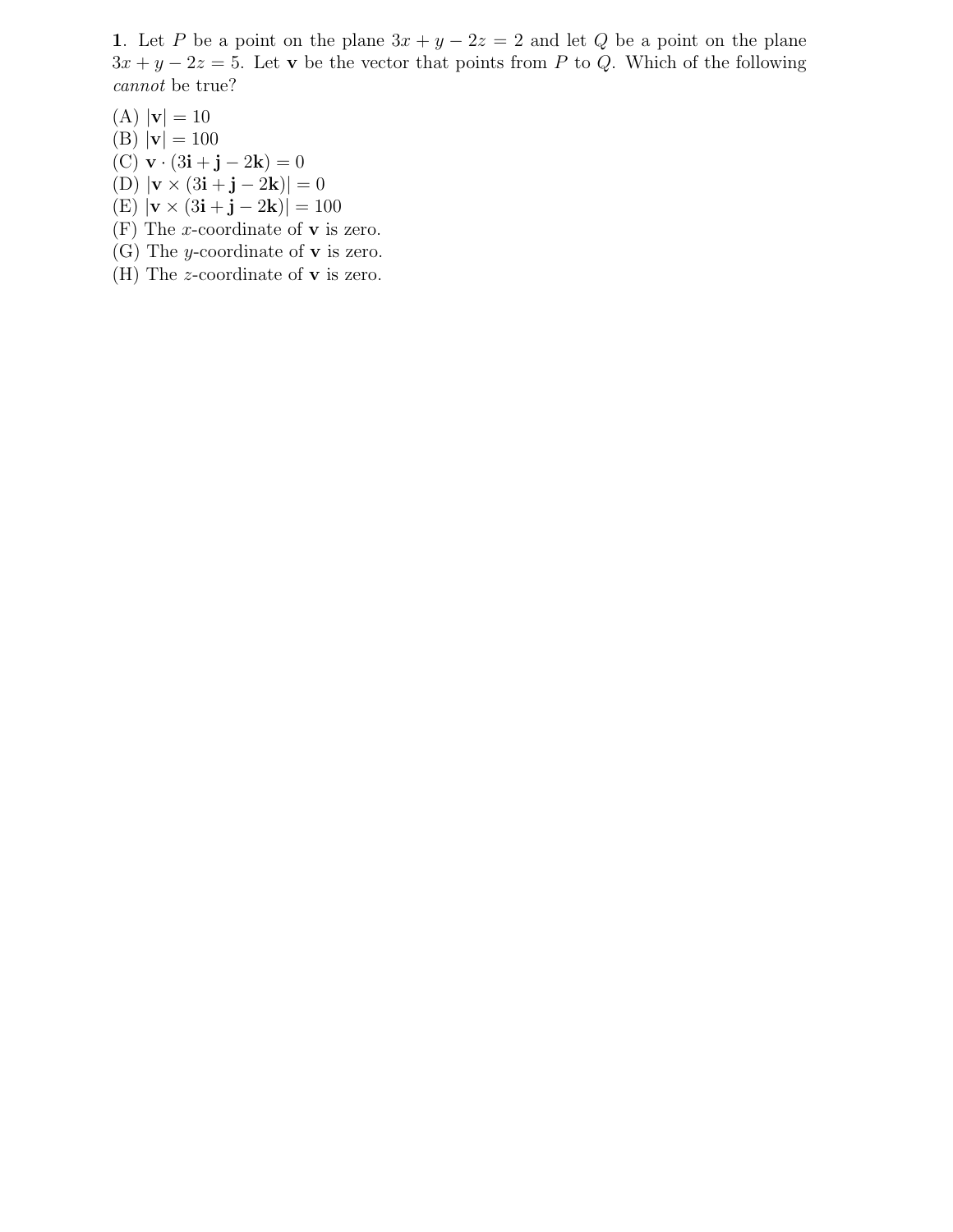**1**. Let $P$ be a point on the plane $3x + y - 2z = 2$ and let $Q$ be a point on the plane $3x + y - 2z = 5$. Let $\mathbf{v}$ be the vector that points from $P$ to $Q$. Which of the following *cannot* be true?

(A) $|\mathbf{v}| = 10$
(B) $|\mathbf{v}| = 100$
(C) $\mathbf{v} \cdot (3\mathbf{i} + \mathbf{j} - 2\mathbf{k}) = 0$
(D) $|\mathbf{v} \times (3\mathbf{i} + \mathbf{j} - 2\mathbf{k})| = 0$
(E) $|\mathbf{v} \times (3\mathbf{i} + \mathbf{j} - 2\mathbf{k})| = 100$
(F) The $x$-coordinate of $\mathbf{v}$ is zero.
(G) The $y$-coordinate of $\mathbf{v}$ is zero.
(H) The $z$-coordinate of $\mathbf{v}$ is zero.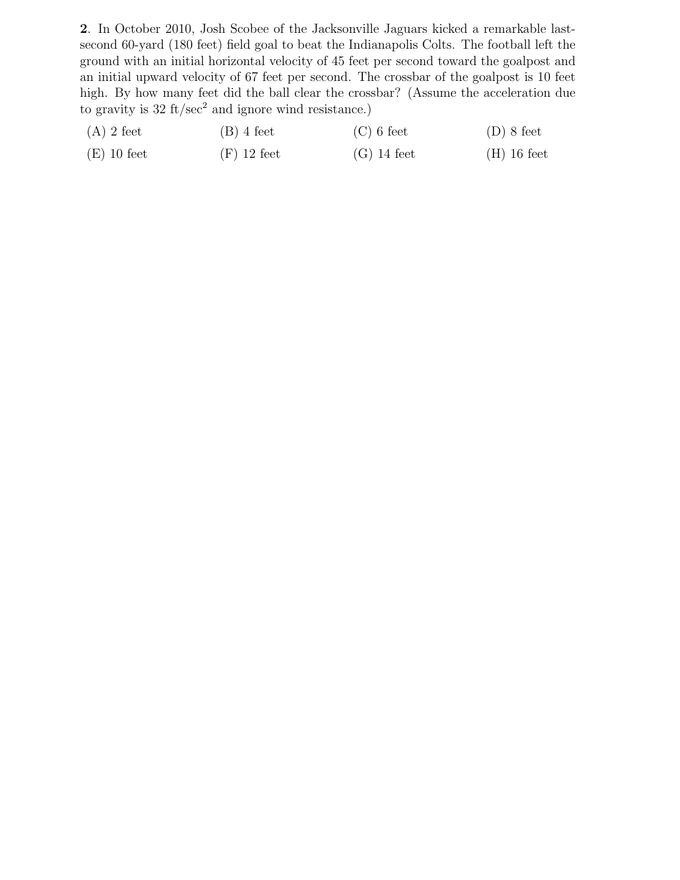**2**. In October 2010, Josh Scobee of the Jacksonville Jaguars kicked a remarkable last-second 60-yard (180 feet) field goal to beat the Indianapolis Colts. The football left the ground with an initial horizontal velocity of 45 feet per second toward the goalpost and an initial upward velocity of 67 feet per second. The crossbar of the goalpost is 10 feet high. By how many feet did the ball clear the crossbar? (Assume the acceleration due to gravity is 32 ft/sec$^2$ and ignore wind resistance.)

(A) 2 feet  (B) 4 feet  (C) 6 feet  (D) 8 feet

(E) 10 feet  (F) 12 feet  (G) 14 feet  (H) 16 feet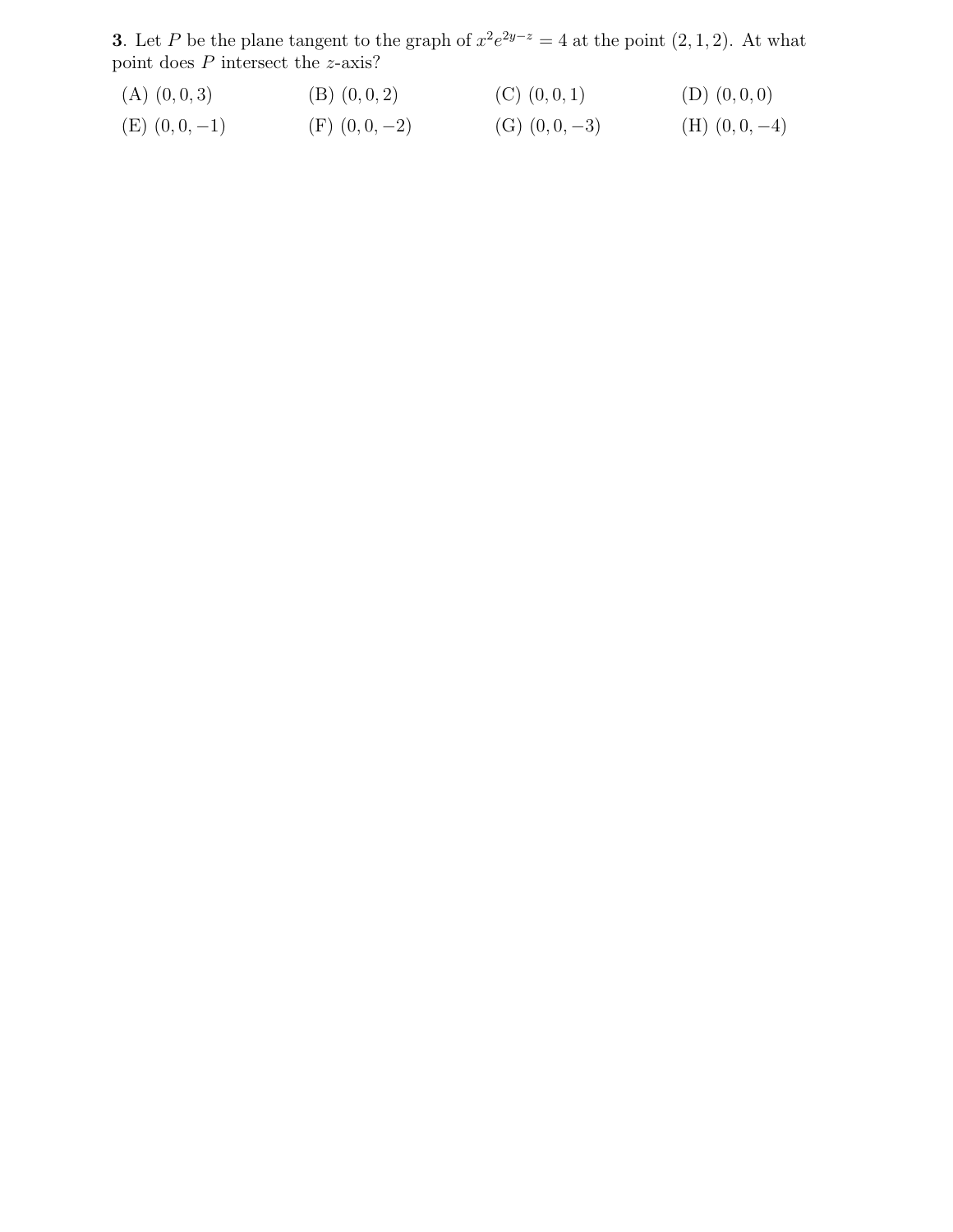**3**. Let $P$ be the plane tangent to the graph of $x^2 e^{2y-z} = 4$ at the point $(2, 1, 2)$. At what point does $P$ intersect the $z$-axis?

(A) $(0, 0, 3)$ (B) $(0, 0, 2)$ (C) $(0, 0, 1)$ (D) $(0, 0, 0)$

(E) $(0, 0, -1)$ (F) $(0, 0, -2)$ (G) $(0, 0, -3)$ (H) $(0, 0, -4)$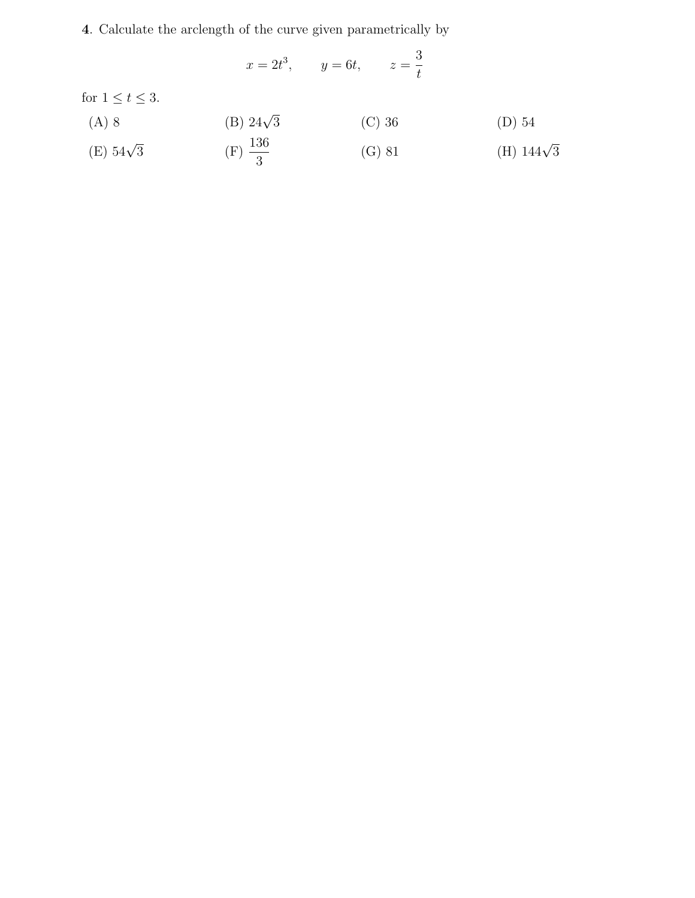**4**. Calculate the arclength of the curve given parametrically by

$$x = 2t^3, \qquad y = 6t, \qquad z = \frac{3}{t}$$

for $1 \leq t \leq 3$.

(A) 8

(B) $24\sqrt{3}$

(C) 36

(D) 54

(E) $54\sqrt{3}$

(F) $\dfrac{136}{3}$

(G) 81

(H) $144\sqrt{3}$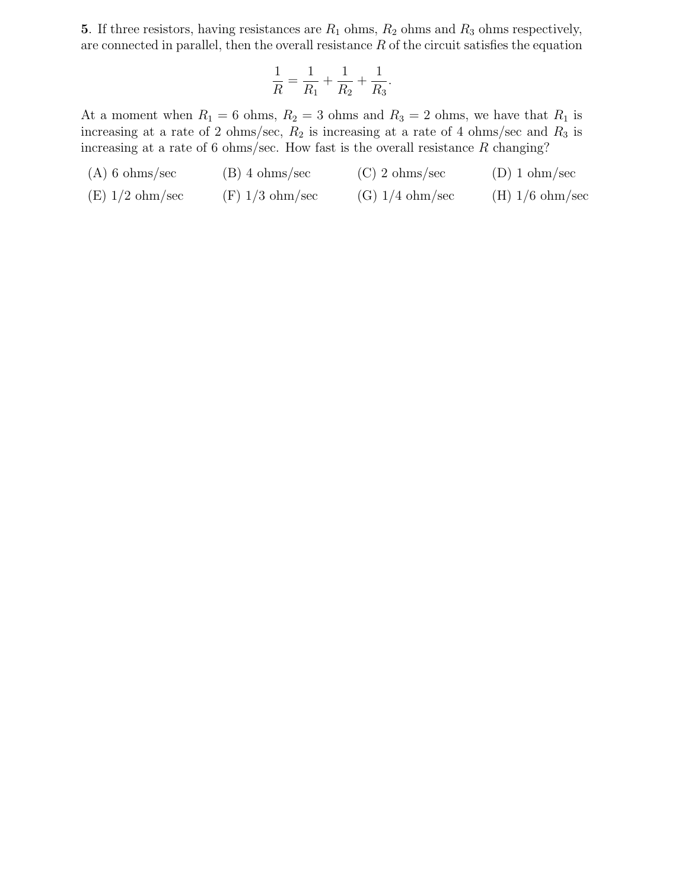**5**. If three resistors, having resistances are $R_1$ ohms, $R_2$ ohms and $R_3$ ohms respectively, are connected in parallel, then the overall resistance $R$ of the circuit satisfies the equation

$$\frac{1}{R} = \frac{1}{R_1} + \frac{1}{R_2} + \frac{1}{R_3}.$$

At a moment when $R_1 = 6$ ohms, $R_2 = 3$ ohms and $R_3 = 2$ ohms, we have that $R_1$ is increasing at a rate of 2 ohms/sec, $R_2$ is increasing at a rate of 4 ohms/sec and $R_3$ is increasing at a rate of 6 ohms/sec. How fast is the overall resistance $R$ changing?

(A) 6 ohms/sec (B) 4 ohms/sec (C) 2 ohms/sec (D) 1 ohm/sec

(E) 1/2 ohm/sec (F) 1/3 ohm/sec (G) 1/4 ohm/sec (H) 1/6 ohm/sec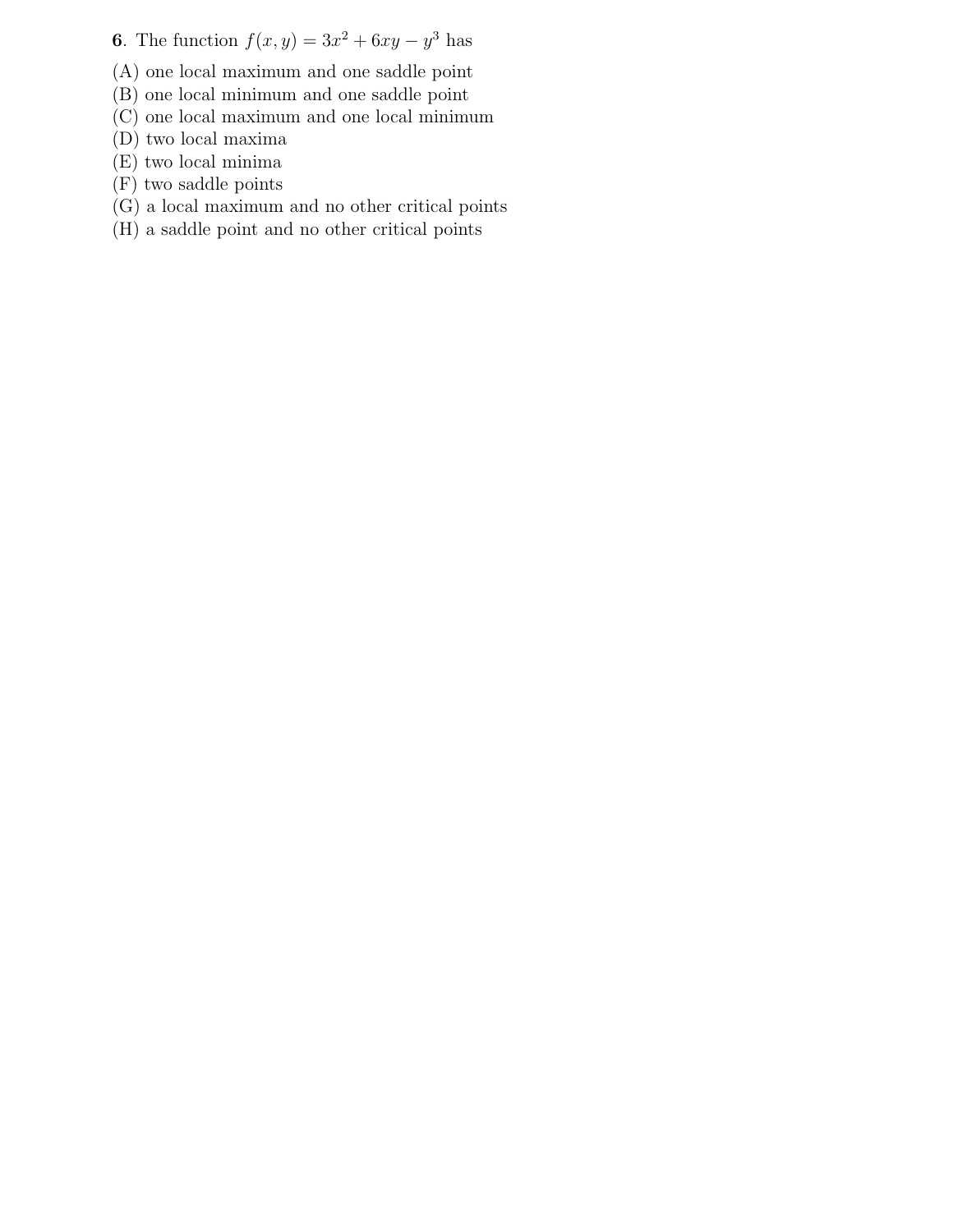**6**. The function $f(x, y) = 3x^2 + 6xy - y^3$ has

(A) one local maximum and one saddle point
(B) one local minimum and one saddle point
(C) one local maximum and one local minimum
(D) two local maxima
(E) two local minima
(F) two saddle points
(G) a local maximum and no other critical points
(H) a saddle point and no other critical points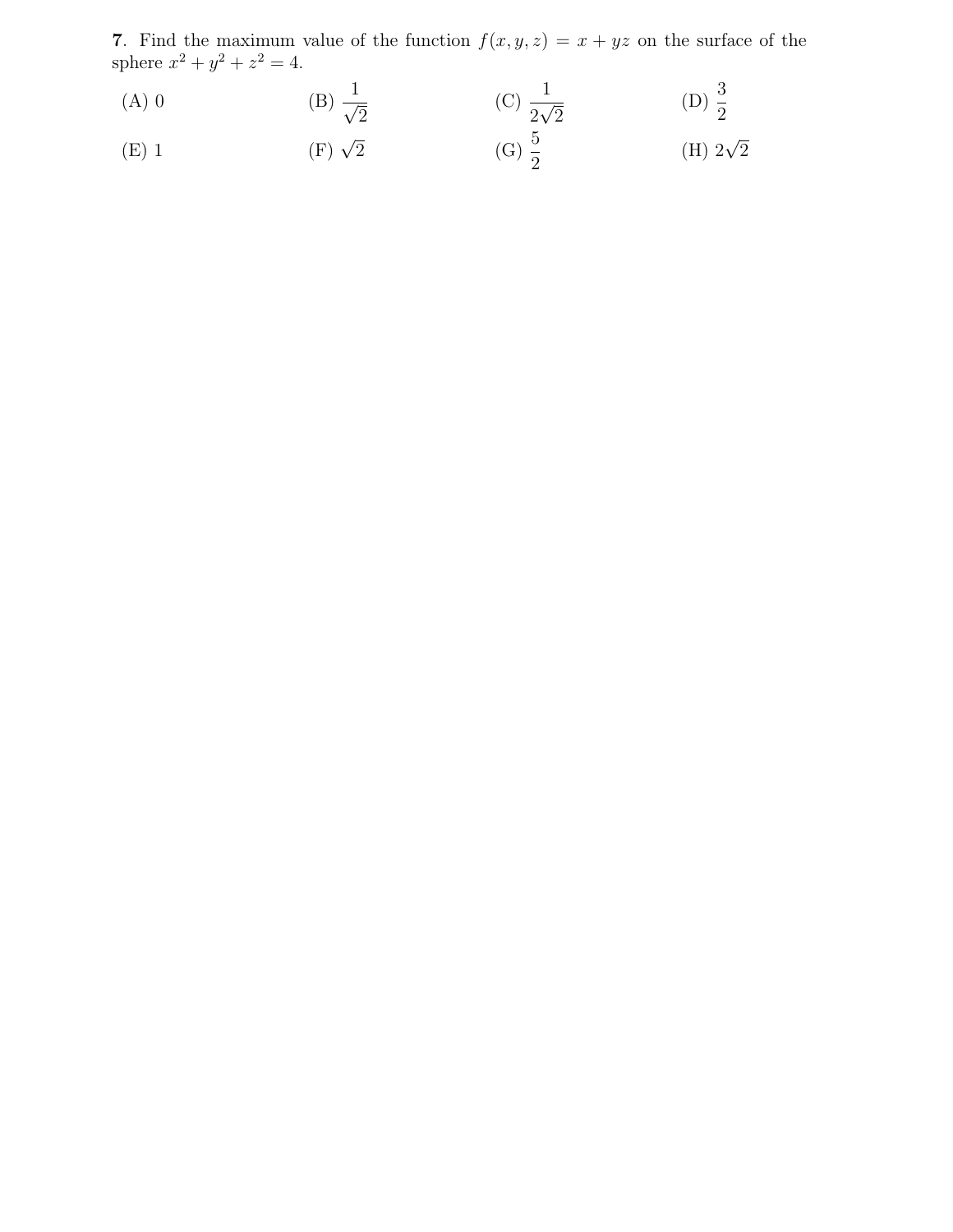**7**. Find the maximum value of the function $f(x, y, z) = x + yz$ on the surface of the sphere $x^2 + y^2 + z^2 = 4$.

(A) $0$

(B) $\dfrac{1}{\sqrt{2}}$

(C) $\dfrac{1}{2\sqrt{2}}$

(D) $\dfrac{3}{2}$

(E) $1$

(F) $\sqrt{2}$

(G) $\dfrac{5}{2}$

(H) $2\sqrt{2}$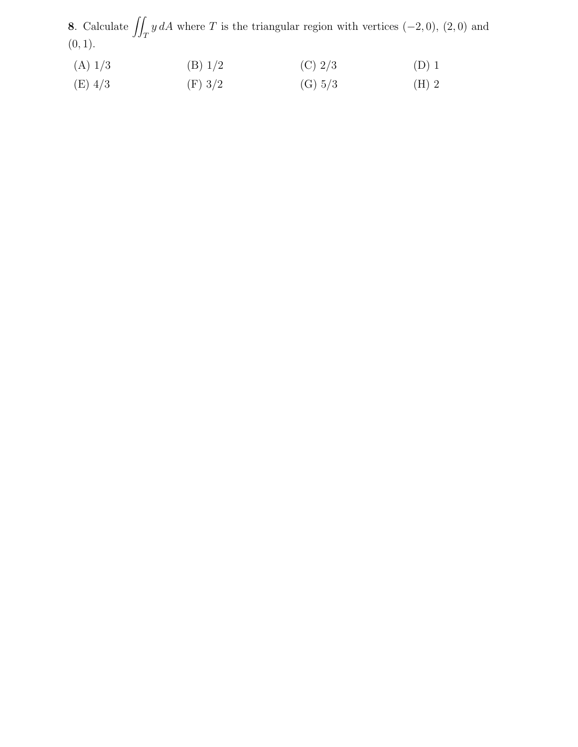**8**. Calculate $\iint_T y\,dA$ where $T$ is the triangular region with vertices $(-2,0)$, $(2,0)$ and $(0,1)$.

(A) $1/3$ (B) $1/2$ (C) $2/3$ (D) $1$

(E) $4/3$ (F) $3/2$ (G) $5/3$ (H) $2$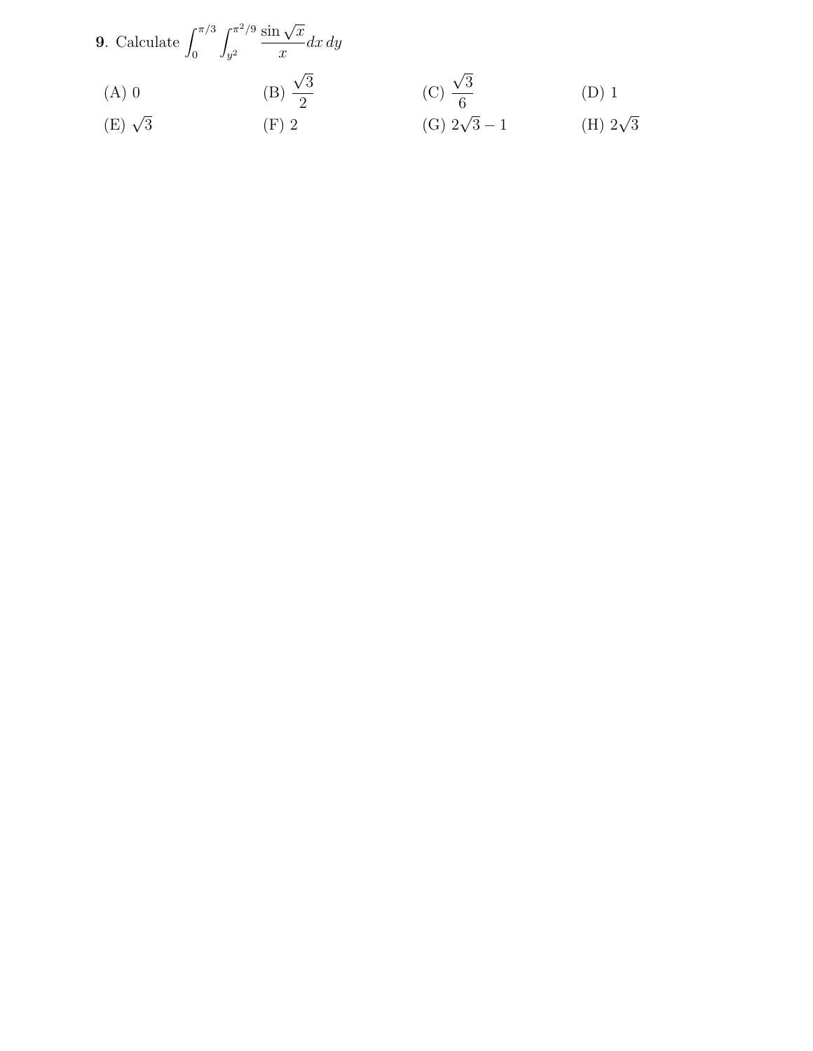**9**. Calculate $\int_0^{\pi/3} \int_{y^2}^{\pi^2/9} \frac{\sin\sqrt{x}}{x} dx\, dy$

(A) $0$

(B) $\frac{\sqrt{3}}{2}$

(C) $\frac{\sqrt{3}}{6}$

(D) $1$

(E) $\sqrt{3}$

(F) $2$

(G) $2\sqrt{3} - 1$

(H) $2\sqrt{3}$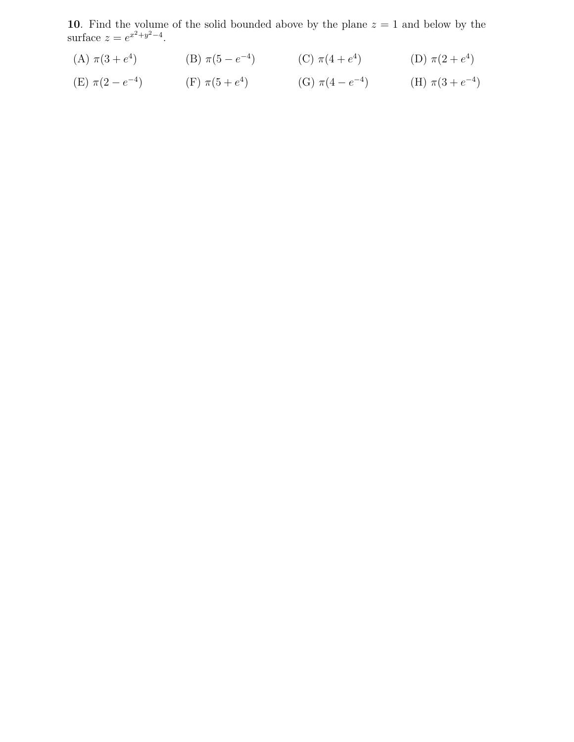**10**. Find the volume of the solid bounded above by the plane $z = 1$ and below by the surface $z = e^{x^2+y^2-4}$.

(A) $\pi(3 + e^4)$

(B) $\pi(5 - e^{-4})$

(C) $\pi(4 + e^4)$

(D) $\pi(2 + e^4)$

(E) $\pi(2 - e^{-4})$

(F) $\pi(5 + e^4)$

(G) $\pi(4 - e^{-4})$

(H) $\pi(3 + e^{-4})$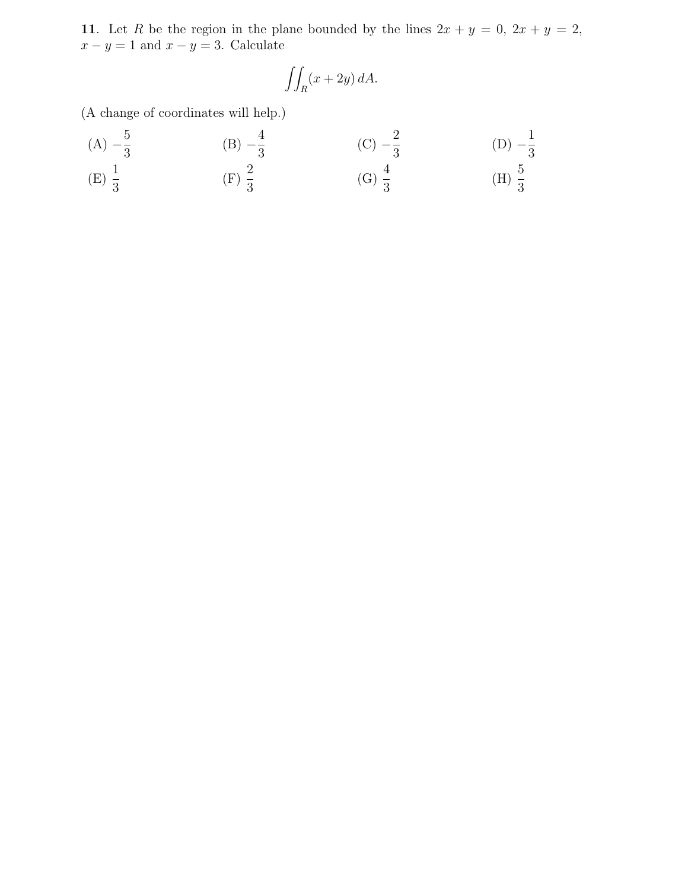**11**. Let $R$ be the region in the plane bounded by the lines $2x + y = 0$, $2x + y = 2$, $x - y = 1$ and $x - y = 3$. Calculate

$$\iint_R (x + 2y)\, dA.$$

(A change of coordinates will help.)

(A) $-\dfrac{5}{3}$ (B) $-\dfrac{4}{3}$ (C) $-\dfrac{2}{3}$ (D) $-\dfrac{1}{3}$

(E) $\dfrac{1}{3}$ (F) $\dfrac{2}{3}$ (G) $\dfrac{4}{3}$ (H) $\dfrac{5}{3}$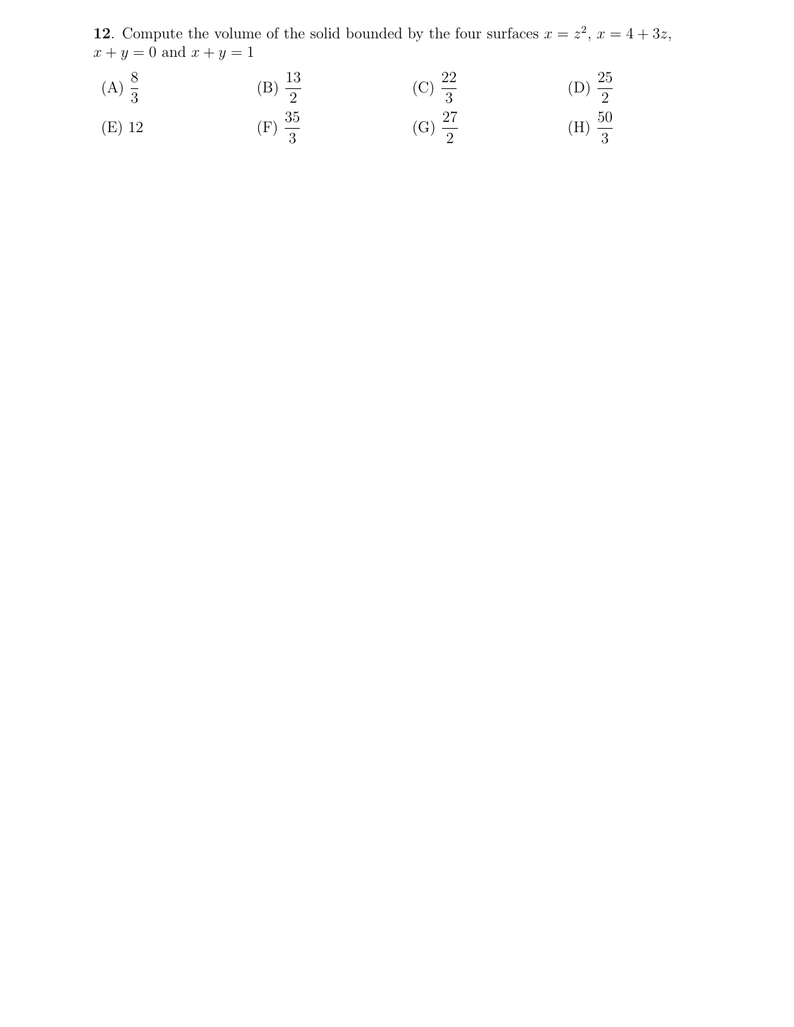**12**. Compute the volume of the solid bounded by the four surfaces $x = z^2$, $x = 4 + 3z$, $x + y = 0$ and $x + y = 1$

(A) $\dfrac{8}{3}$ (B) $\dfrac{13}{2}$ (C) $\dfrac{22}{3}$ (D) $\dfrac{25}{2}$

(E) 12 (F) $\dfrac{35}{3}$ (G) $\dfrac{27}{2}$ (H) $\dfrac{50}{3}$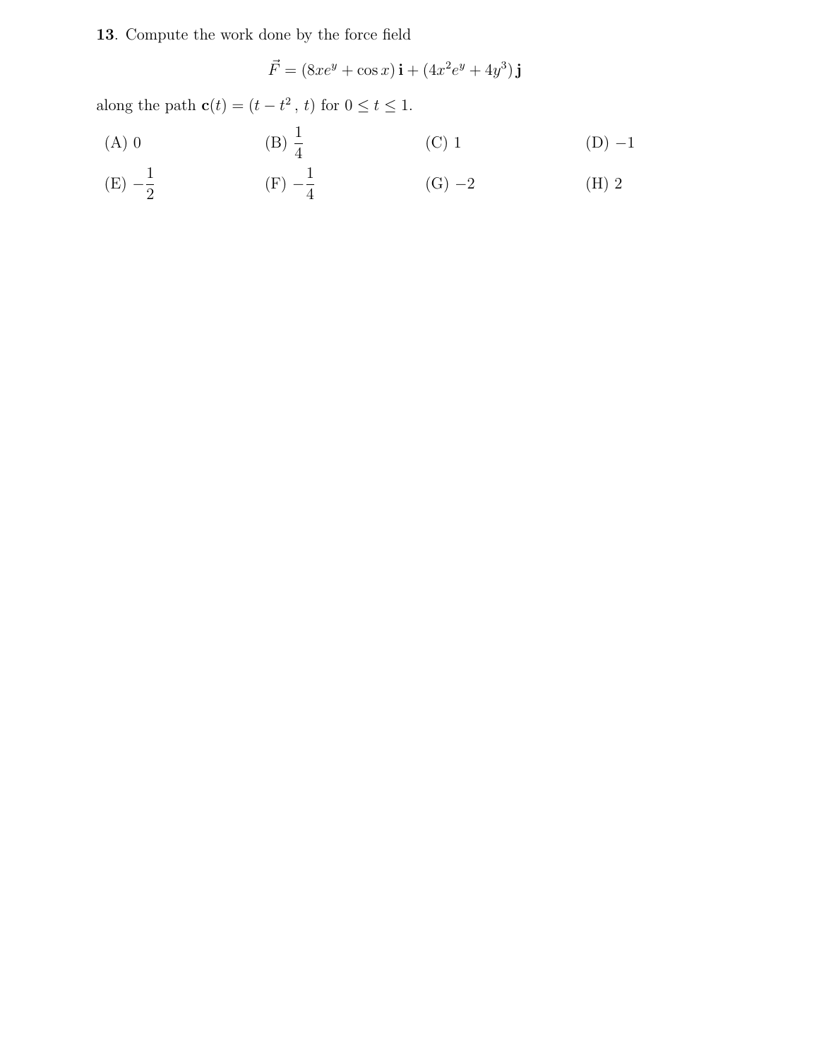**13**. Compute the work done by the force field

$$\vec{F} = (8xe^y + \cos x)\,\mathbf{i} + (4x^2e^y + 4y^3)\,\mathbf{j}$$

along the path $\mathbf{c}(t) = (t - t^2\,,\, t)$ for $0 \leq t \leq 1$.

(A) $0$

(B) $\dfrac{1}{4}$

(C) $1$

(D) $-1$

(E) $-\dfrac{1}{2}$

(F) $-\dfrac{1}{4}$

(G) $-2$

(H) $2$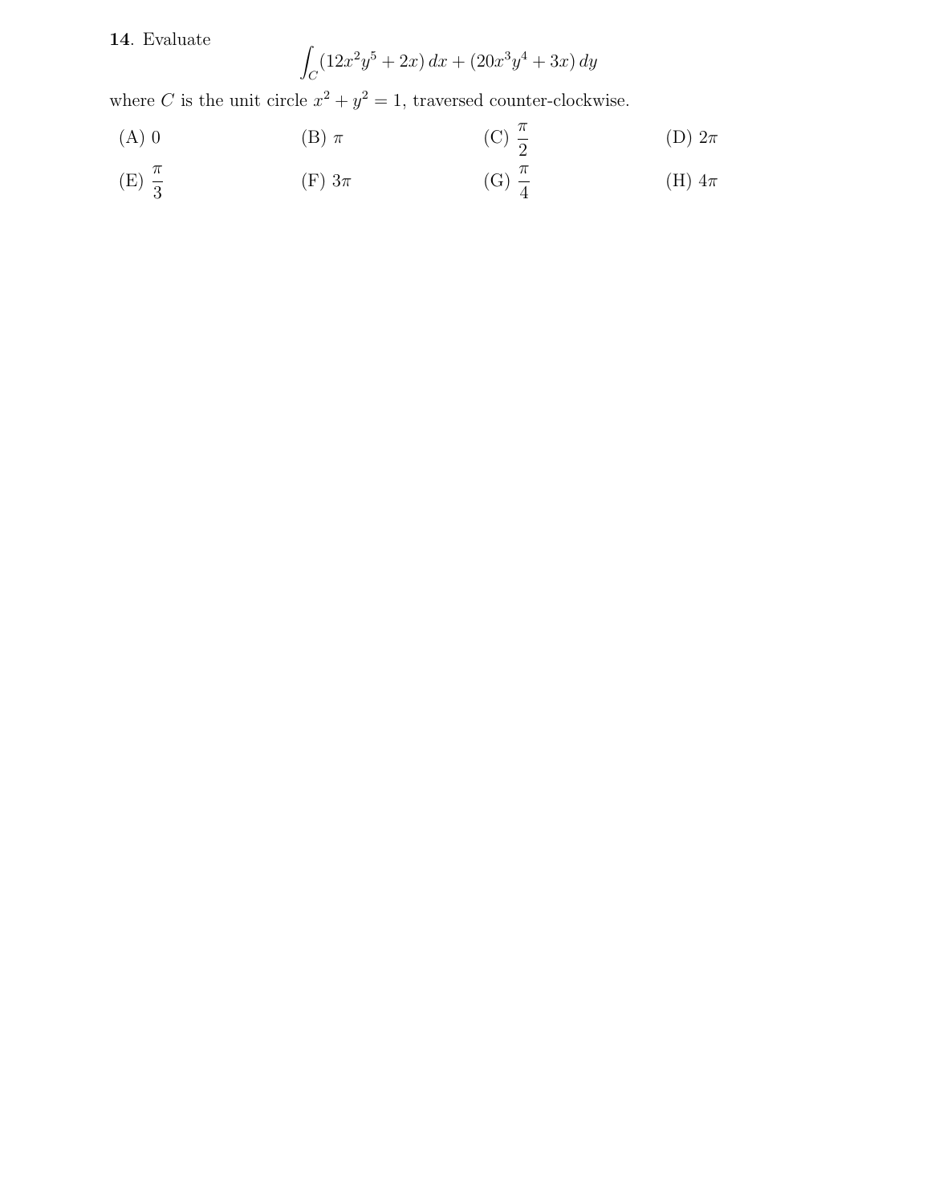**14**. Evaluate

$$\int_C (12x^2y^5 + 2x)\, dx + (20x^3y^4 + 3x)\, dy$$

where $C$ is the unit circle $x^2 + y^2 = 1$, traversed counter-clockwise.

(A) 0

(B) $\pi$

(C) $\dfrac{\pi}{2}$

(D) $2\pi$

(E) $\dfrac{\pi}{3}$

(F) $3\pi$

(G) $\dfrac{\pi}{4}$

(H) $4\pi$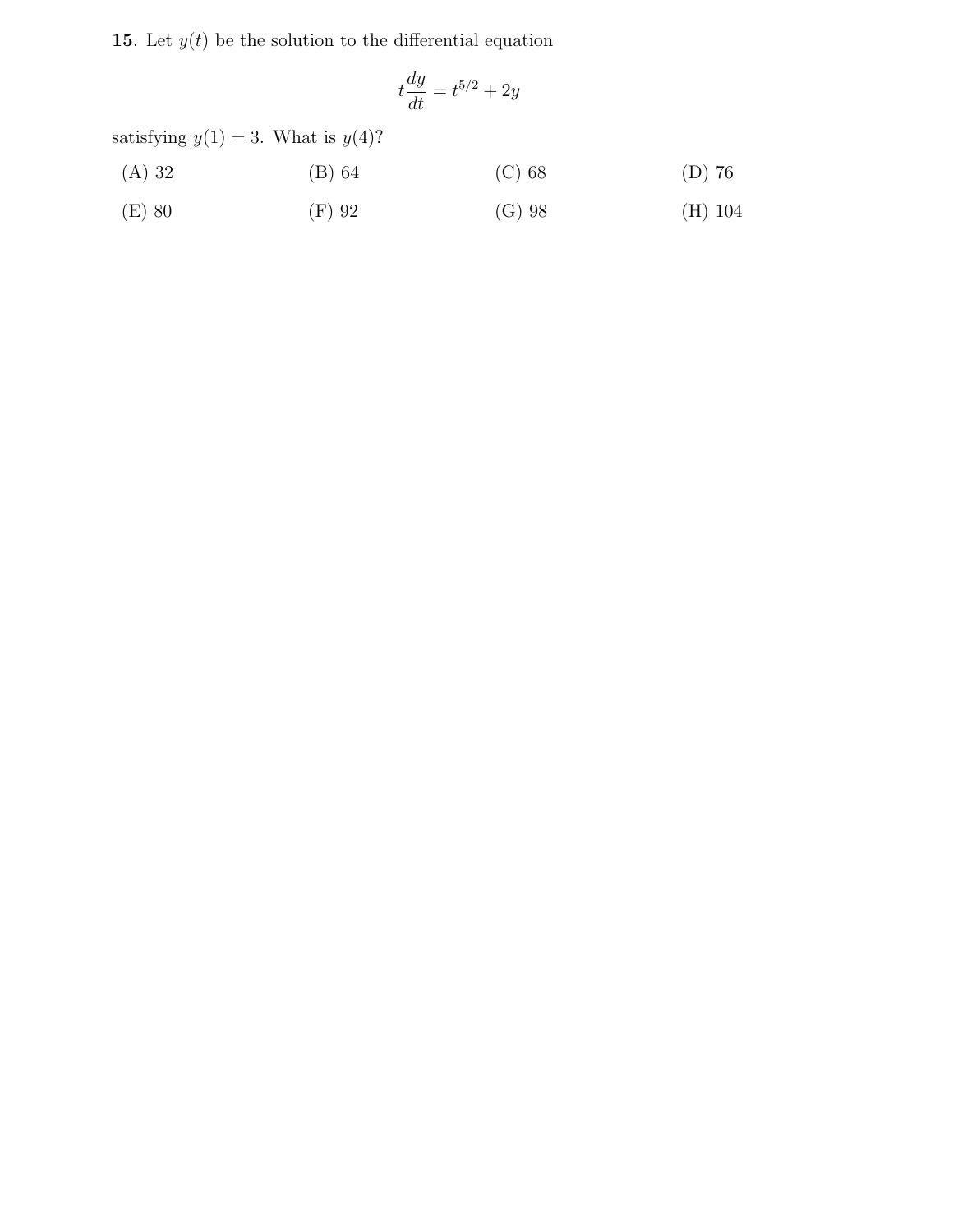**15**. Let $y(t)$ be the solution to the differential equation

$$t\frac{dy}{dt} = t^{5/2} + 2y$$

satisfying $y(1) = 3$. What is $y(4)$?

(A) 32

(B) 64

(C) 68

(D) 76

(E) 80

(F) 92

(G) 98

(H) 104